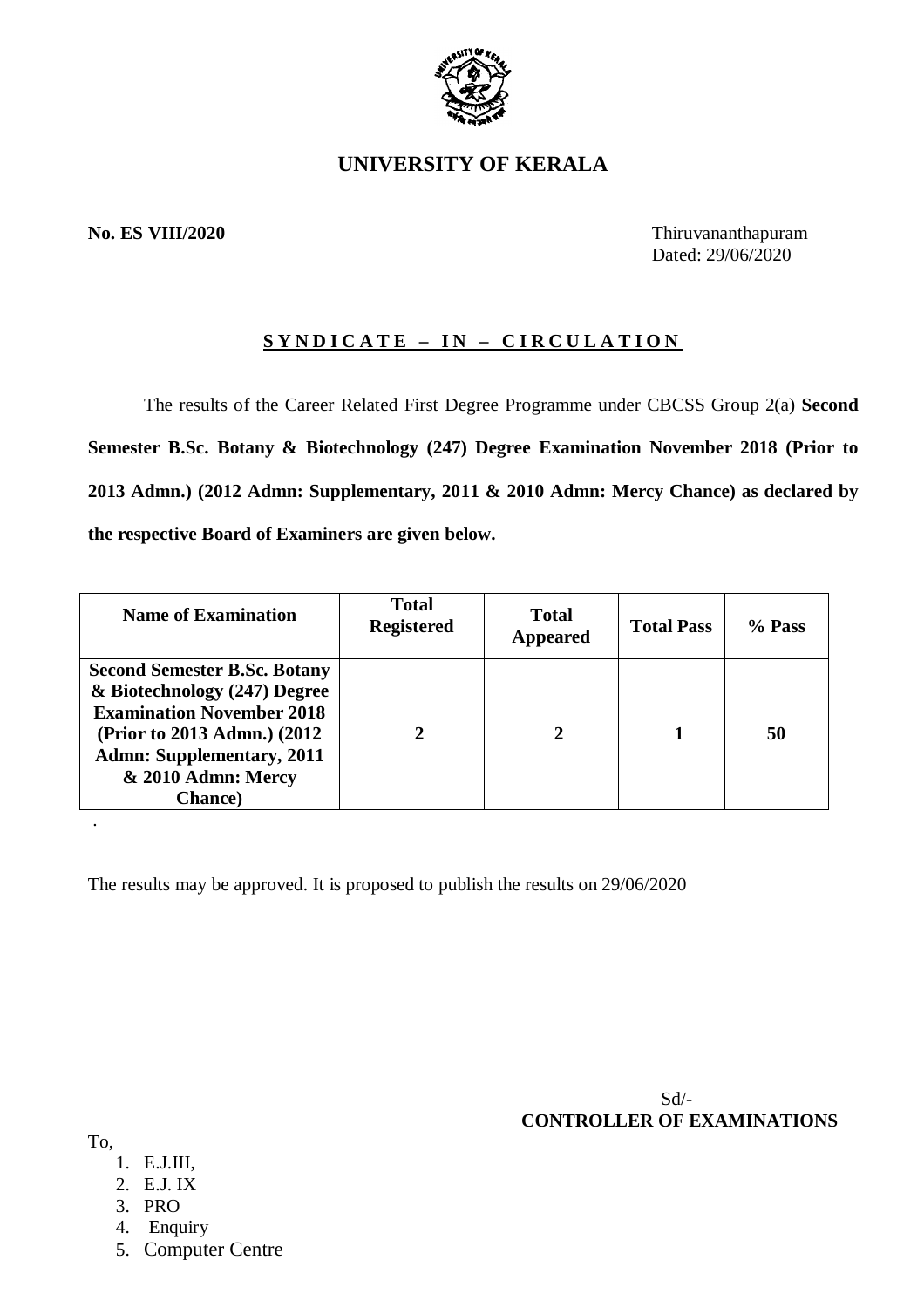# UNIVERSITY OF KERALA

**No. ES VIII/2020** Thiruvananthapuram
Dated: 29/06/2020

## S Y N D I C A T E – I N – C I R C U L A T I O N

The results of the Career Related First Degree Programme under CBCSS Group 2(a) **Second Semester B.Sc. Botany & Biotechnology (247) Degree Examination November 2018 (Prior to 2013 Admn.) (2012 Admn: Supplementary, 2011 & 2010 Admn: Mercy Chance) as declared by the respective Board of Examiners are given below.**

| Name of Examination | Total Registered | Total Appeared | Total Pass | % Pass |
|---|---|---|---|---|
| **Second Semester B.Sc. Botany & Biotechnology (247) Degree Examination November 2018 (Prior to 2013 Admn.) (2012 Admn: Supplementary, 2011 & 2010 Admn: Mercy Chance)** | **2** | **2** | **1** | **50** |

.

The results may be approved. It is proposed to publish the results on 29/06/2020

Sd/-
**CONTROLLER OF EXAMINATIONS**

To,

1. E.J.III,
2. E.J. IX
3. PRO
4. Enquiry
5. Computer Centre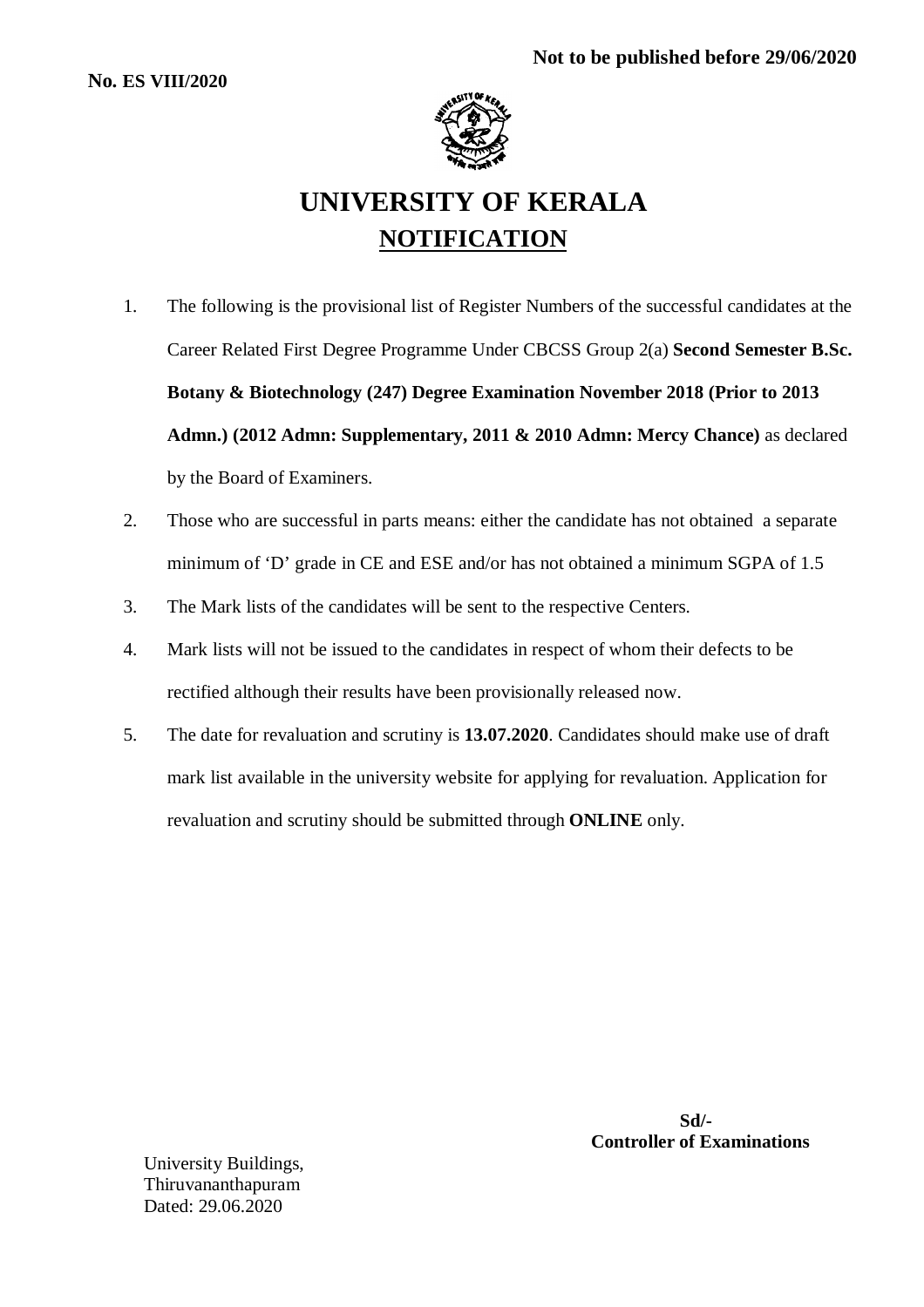**Not to be published before 29/06/2020**

**No. ES VIII/2020**

# UNIVERSITY OF KERALA

## NOTIFICATION

1. The following is the provisional list of Register Numbers of the successful candidates at the Career Related First Degree Programme Under CBCSS Group 2(a) **Second Semester B.Sc. Botany & Biotechnology (247) Degree Examination November 2018 (Prior to 2013 Admn.) (2012 Admn: Supplementary, 2011 & 2010 Admn: Mercy Chance)** as declared by the Board of Examiners.
2. Those who are successful in parts means: either the candidate has not obtained a separate minimum of 'D' grade in CE and ESE and/or has not obtained a minimum SGPA of 1.5
3. The Mark lists of the candidates will be sent to the respective Centers.
4. Mark lists will not be issued to the candidates in respect of whom their defects to be rectified although their results have been provisionally released now.
5. The date for revaluation and scrutiny is **13.07.2020**. Candidates should make use of draft mark list available in the university website for applying for revaluation. Application for revaluation and scrutiny should be submitted through **ONLINE** only.

**Sd/-**
**Controller of Examinations**

University Buildings,
Thiruvananthapuram
Dated: 29.06.2020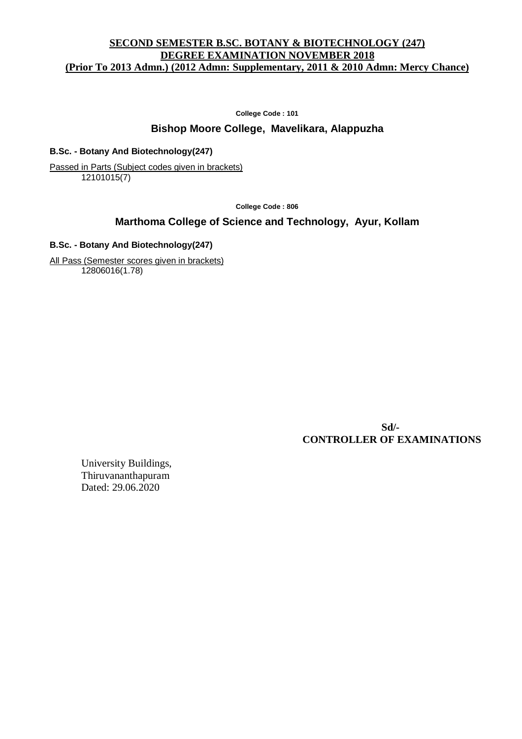**SECOND SEMESTER B.SC. BOTANY & BIOTECHNOLOGY (247)**
**DEGREE EXAMINATION NOVEMBER 2018**
**(Prior To 2013 Admn.) (2012 Admn: Supplementary, 2011 & 2010 Admn: Mercy Chance)**

**College Code : 101**

### Bishop Moore College, Mavelikara, Alappuzha

**B.Sc. - Botany And Biotechnology(247)**

Passed in Parts (Subject codes given in brackets)

12101015(7)

**College Code : 806**

### Marthoma College of Science and Technology, Ayur, Kollam

**B.Sc. - Botany And Biotechnology(247)**

All Pass (Semester scores given in brackets)

12806016(1.78)

**Sd/-**
**CONTROLLER OF EXAMINATIONS**

University Buildings,
Thiruvananthapuram
Dated: 29.06.2020